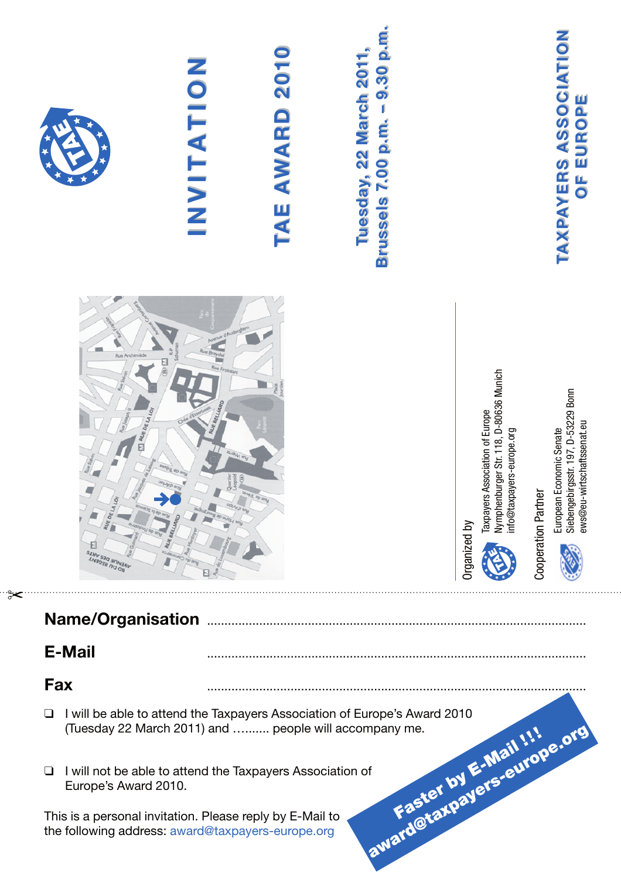# INVITATION

## TAE AWARD 2010

**Tuesday, 22 March 2011, Brussels 7.00 p.m. – 9.30 p.m.**

**TAXPAYERS ASSOCIATION OF EUROPE**

Organized by

Taxpayers Association of Europe
Nymphenburger Str. 118, D-80636 Munich
info@taxpayers-europe.org

Cooperation Partner

European Economic Senate
Siebengebirgsstr. 197, D-53229 Bonn
ews@eu-wirtschaftssenat.eu

---

**Name/Organisation** ..........................................................................................................

**E-Mail** ..........................................................................................................

**Fax** ..........................................................................................................

❑ I will be able to attend the Taxpayers Association of Europe's Award 2010 (Tuesday 22 March 2011) and .......... people will accompany me.

❑ I will not be able to attend the Taxpayers Association of Europe's Award 2010.

This is a personal invitation. Please reply by E-Mail to the following address: award@taxpayers-europe.org

**Faster by E-Mail !!! award@taxpayers-europe.org**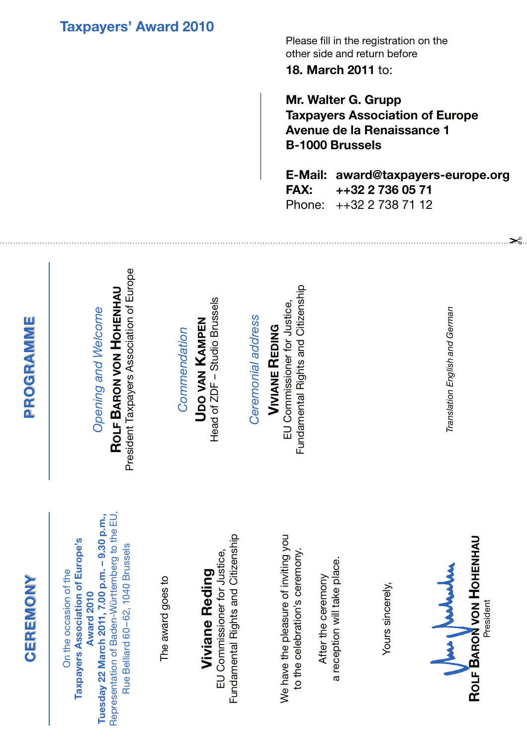# Taxpayers' Award 2010

Please fill in the registration on the other side and return before **18. March 2011** to:

**Mr. Walter G. Grupp**
**Taxpayers Association of Europe**
**Avenue de la Renaissance 1**
**B-1000 Brussels**

**E-Mail: award@taxpayers-europe.org**
**FAX: ++32 2 736 05 71**
Phone: ++32 2 738 71 12

---

## CEREMONY

On the occasion of the
**Taxpayers Association of Europe's Award 2010**
**Tuesday 22 March 2011, 7.00 p.m. – 9.30 p.m.,**
Representation of Baden-Württemberg to the EU,
Rue Belliard 60–62, 1040 Brussels

The award goes to

**Viviane Reding**
EU Commissioner for Justice,
Fundamental Rights and Citizenship

We have the pleasure of inviting you to the celebration's ceremony.

After the ceremony a reception will take place.

Yours sincerely,

**Rolf Baron von Hohenhau**
President

## PROGRAMME

*Opening and Welcome*
**Rolf Baron von Hohenhau**
President Taxpayers Association of Europe

*Commendation*
**Udo van Kampen**
Head of ZDF – Studio Brussels

*Ceremonial address*
**Viviane Reding**
EU Commissioner for Justice,
Fundamental Rights and Citizenship

*Translation English and German*